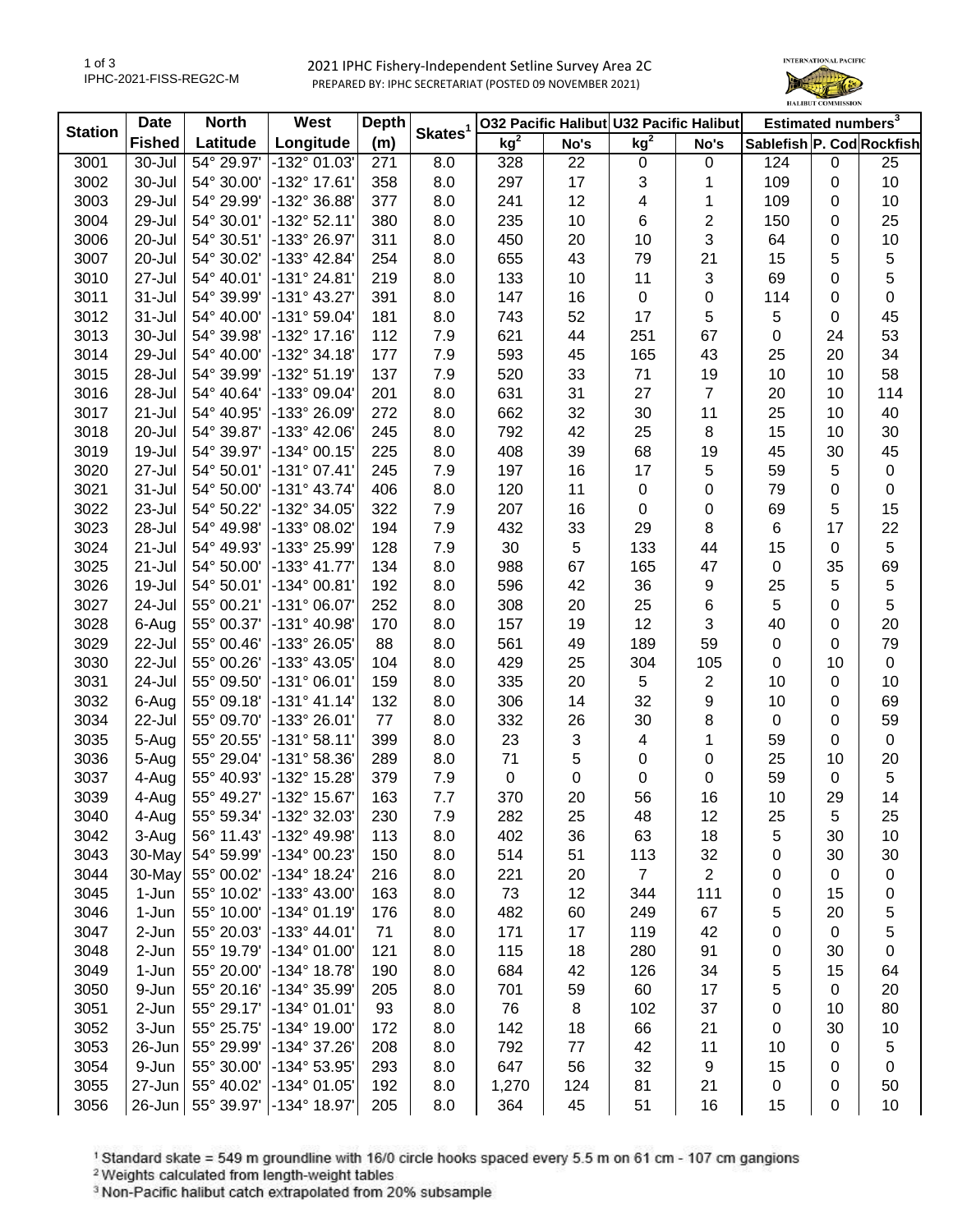# 2021 IPHC Fishery-Independent Setline Survey Area 2C

PREPARED BY: IPHC SECRETARIAT (POSTED 09 NOVEMBER 2021)

| Station | Date | North | West | Depth | Skates[1] | O32 Pacific Halibut | | U32 Pacific Halibut | | Estimated numbers[3] | | |
|---|---|---|---|---|---|---|---|---|---|---|---|---|
| | Fished | Latitude | Longitude | (m) | | kg[2] | No's | kg[2] | No's | Sablefish | P. Cod | Rockfish |
| 3001 | 30-Jul | 54° 29.97' | -132° 01.03' | 271 | 8.0 | 328 | 22 | 0 | 0 | 124 | 0 | 25 |
| 3002 | 30-Jul | 54° 30.00' | -132° 17.61' | 358 | 8.0 | 297 | 17 | 3 | 1 | 109 | 0 | 10 |
| 3003 | 29-Jul | 54° 29.99' | -132° 36.88' | 377 | 8.0 | 241 | 12 | 4 | 1 | 109 | 0 | 10 |
| 3004 | 29-Jul | 54° 30.01' | -132° 52.11' | 380 | 8.0 | 235 | 10 | 6 | 2 | 150 | 0 | 25 |
| 3006 | 20-Jul | 54° 30.51' | -133° 26.97' | 311 | 8.0 | 450 | 20 | 10 | 3 | 64 | 0 | 10 |
| 3007 | 20-Jul | 54° 30.02' | -133° 42.84' | 254 | 8.0 | 655 | 43 | 79 | 21 | 15 | 5 | 5 |
| 3010 | 27-Jul | 54° 40.01' | -131° 24.81' | 219 | 8.0 | 133 | 10 | 11 | 3 | 69 | 0 | 5 |
| 3011 | 31-Jul | 54° 39.99' | -131° 43.27' | 391 | 8.0 | 147 | 16 | 0 | 0 | 114 | 0 | 0 |
| 3012 | 31-Jul | 54° 40.00' | -131° 59.04' | 181 | 8.0 | 743 | 52 | 17 | 5 | 5 | 0 | 45 |
| 3013 | 30-Jul | 54° 39.98' | -132° 17.16' | 112 | 7.9 | 621 | 44 | 251 | 67 | 0 | 24 | 53 |
| 3014 | 29-Jul | 54° 40.00' | -132° 34.18' | 177 | 7.9 | 593 | 45 | 165 | 43 | 25 | 20 | 34 |
| 3015 | 28-Jul | 54° 39.99' | -132° 51.19' | 137 | 7.9 | 520 | 33 | 71 | 19 | 10 | 10 | 58 |
| 3016 | 28-Jul | 54° 40.64' | -133° 09.04' | 201 | 8.0 | 631 | 31 | 27 | 7 | 20 | 10 | 114 |
| 3017 | 21-Jul | 54° 40.95' | -133° 26.09' | 272 | 8.0 | 662 | 32 | 30 | 11 | 25 | 10 | 40 |
| 3018 | 20-Jul | 54° 39.87' | -133° 42.06' | 245 | 8.0 | 792 | 42 | 25 | 8 | 15 | 10 | 30 |
| 3019 | 19-Jul | 54° 39.97' | -134° 00.15' | 225 | 8.0 | 408 | 39 | 68 | 19 | 45 | 30 | 45 |
| 3020 | 27-Jul | 54° 50.01' | -131° 07.41' | 245 | 7.9 | 197 | 16 | 17 | 5 | 59 | 5 | 0 |
| 3021 | 31-Jul | 54° 50.00' | -131° 43.74' | 406 | 8.0 | 120 | 11 | 0 | 0 | 79 | 0 | 0 |
| 3022 | 23-Jul | 54° 50.22' | -132° 34.05' | 322 | 7.9 | 207 | 16 | 0 | 0 | 69 | 5 | 15 |
| 3023 | 28-Jul | 54° 49.98' | -133° 08.02' | 194 | 7.9 | 432 | 33 | 29 | 8 | 6 | 17 | 22 |
| 3024 | 21-Jul | 54° 49.93' | -133° 25.99' | 128 | 7.9 | 30 | 5 | 133 | 44 | 15 | 0 | 5 |
| 3025 | 21-Jul | 54° 50.00' | -133° 41.77' | 134 | 8.0 | 988 | 67 | 165 | 47 | 0 | 35 | 69 |
| 3026 | 19-Jul | 54° 50.01' | -134° 00.81' | 192 | 8.0 | 596 | 42 | 36 | 9 | 25 | 5 | 5 |
| 3027 | 24-Jul | 55° 00.21' | -131° 06.07' | 252 | 8.0 | 308 | 20 | 25 | 6 | 5 | 0 | 5 |
| 3028 | 6-Aug | 55° 00.37' | -131° 40.98' | 170 | 8.0 | 157 | 19 | 12 | 3 | 40 | 0 | 20 |
| 3029 | 22-Jul | 55° 00.46' | -133° 26.05' | 88 | 8.0 | 561 | 49 | 189 | 59 | 0 | 0 | 79 |
| 3030 | 22-Jul | 55° 00.26' | -133° 43.05' | 104 | 8.0 | 429 | 25 | 304 | 105 | 0 | 10 | 0 |
| 3031 | 24-Jul | 55° 09.50' | -131° 06.01' | 159 | 8.0 | 335 | 20 | 5 | 2 | 10 | 0 | 10 |
| 3032 | 6-Aug | 55° 09.18' | -131° 41.14' | 132 | 8.0 | 306 | 14 | 32 | 9 | 10 | 0 | 69 |
| 3034 | 22-Jul | 55° 09.70' | -133° 26.01' | 77 | 8.0 | 332 | 26 | 30 | 8 | 0 | 0 | 59 |
| 3035 | 5-Aug | 55° 20.55' | -131° 58.11' | 399 | 8.0 | 23 | 3 | 4 | 1 | 59 | 0 | 0 |
| 3036 | 5-Aug | 55° 29.04' | -131° 58.36' | 289 | 8.0 | 71 | 5 | 0 | 0 | 25 | 10 | 20 |
| 3037 | 4-Aug | 55° 40.93' | -132° 15.28' | 379 | 7.9 | 0 | 0 | 0 | 0 | 59 | 0 | 5 |
| 3039 | 4-Aug | 55° 49.27' | -132° 15.67' | 163 | 7.7 | 370 | 20 | 56 | 16 | 10 | 29 | 14 |
| 3040 | 4-Aug | 55° 59.34' | -132° 32.03' | 230 | 7.9 | 282 | 25 | 48 | 12 | 25 | 5 | 25 |
| 3042 | 3-Aug | 56° 11.43' | -132° 49.98' | 113 | 8.0 | 402 | 36 | 63 | 18 | 5 | 30 | 10 |
| 3043 | 30-May | 54° 59.99' | -134° 00.23' | 150 | 8.0 | 514 | 51 | 113 | 32 | 0 | 30 | 30 |
| 3044 | 30-May | 55° 00.02' | -134° 18.24' | 216 | 8.0 | 221 | 20 | 7 | 2 | 0 | 0 | 0 |
| 3045 | 1-Jun | 55° 10.02' | -133° 43.00' | 163 | 8.0 | 73 | 12 | 344 | 111 | 0 | 15 | 0 |
| 3046 | 1-Jun | 55° 10.00' | -134° 01.19' | 176 | 8.0 | 482 | 60 | 249 | 67 | 5 | 20 | 5 |
| 3047 | 2-Jun | 55° 20.03' | -133° 44.01' | 71 | 8.0 | 171 | 17 | 119 | 42 | 0 | 0 | 5 |
| 3048 | 2-Jun | 55° 19.79' | -134° 01.00' | 121 | 8.0 | 115 | 18 | 280 | 91 | 0 | 30 | 0 |
| 3049 | 1-Jun | 55° 20.00' | -134° 18.78' | 190 | 8.0 | 684 | 42 | 126 | 34 | 5 | 15 | 64 |
| 3050 | 9-Jun | 55° 20.16' | -134° 35.99' | 205 | 8.0 | 701 | 59 | 60 | 17 | 5 | 0 | 20 |
| 3051 | 2-Jun | 55° 29.17' | -134° 01.01' | 93 | 8.0 | 76 | 8 | 102 | 37 | 0 | 10 | 80 |
| 3052 | 3-Jun | 55° 25.75' | -134° 19.00' | 172 | 8.0 | 142 | 18 | 66 | 21 | 0 | 30 | 10 |
| 3053 | 26-Jun | 55° 29.99' | -134° 37.26' | 208 | 8.0 | 792 | 77 | 42 | 11 | 10 | 0 | 5 |
| 3054 | 9-Jun | 55° 30.00' | -134° 53.95' | 293 | 8.0 | 647 | 56 | 32 | 9 | 15 | 0 | 0 |
| 3055 | 27-Jun | 55° 40.02' | -134° 01.05' | 192 | 8.0 | 1,270 | 124 | 81 | 21 | 0 | 0 | 50 |
| 3056 | 26-Jun | 55° 39.97' | -134° 18.97' | 205 | 8.0 | 364 | 45 | 51 | 16 | 15 | 0 | 10 |

[1] Standard skate = 549 m groundline with 16/0 circle hooks spaced every 5.5 m on 61 cm - 107 cm gangions

[2] Weights calculated from length-weight tables

[3] Non-Pacific halibut catch extrapolated from 20% subsample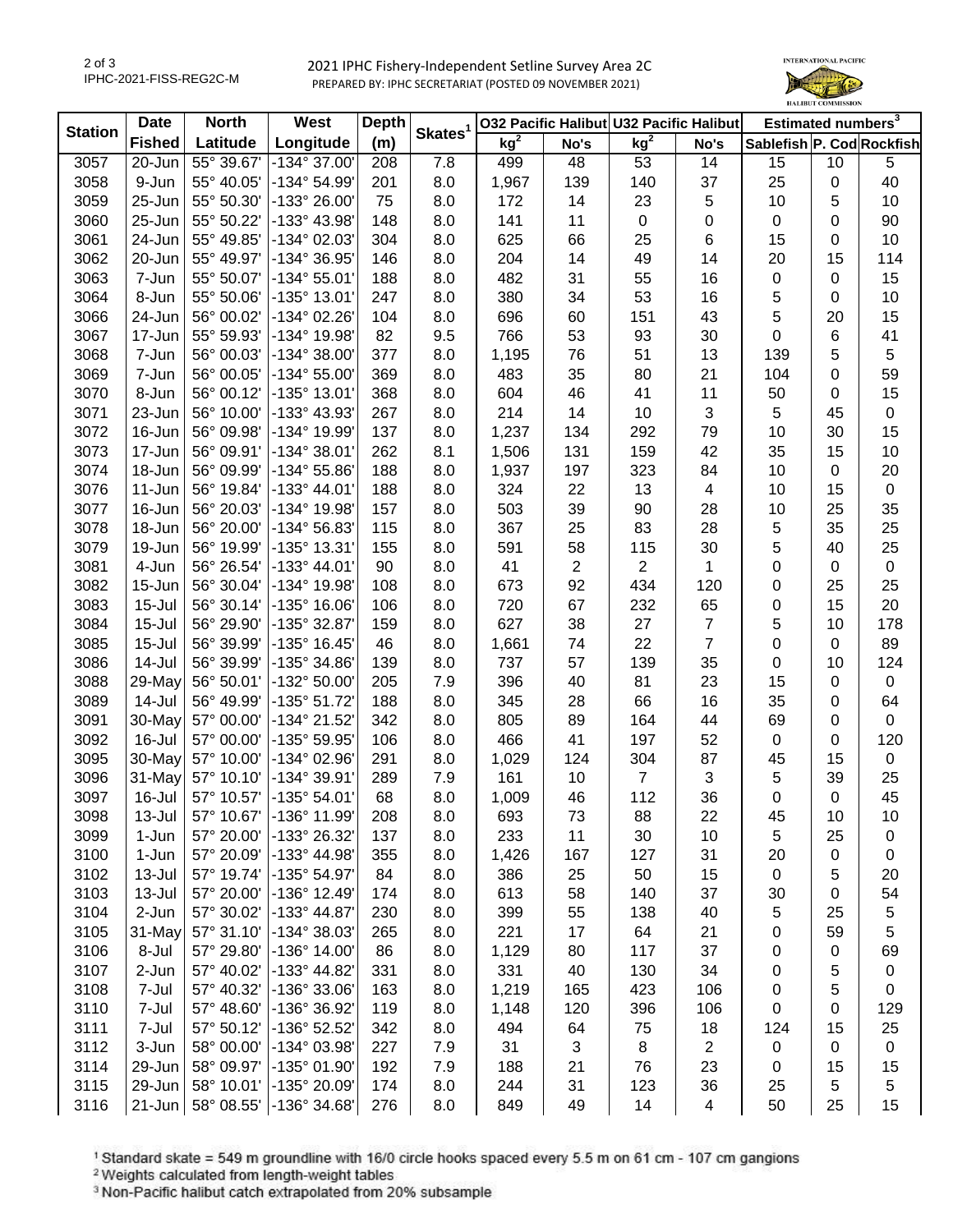# 2021 IPHC Fishery-Independent Setline Survey Area 2C

PREPARED BY: IPHC SECRETARIAT (POSTED 09 NOVEMBER 2021)

| Station | Date Fished | North Latitude | West Longitude | Depth (m) | Skates[1] | O32 Pacific Halibut | | U32 Pacific Halibut | | Estimated numbers[3] | | |
|---|---|---|---|---|---|---|---|---|---|---|---|---|
| | | | | | | kg[2] | No's | kg[2] | No's | Sablefish | P. Cod | Rockfish |
| 3057 | 20-Jun | 55° 39.67' | -134° 37.00' | 208 | 7.8 | 499 | 48 | 53 | 14 | 15 | 10 | 5 |
| 3058 | 9-Jun | 55° 40.05' | -134° 54.99' | 201 | 8.0 | 1,967 | 139 | 140 | 37 | 25 | 0 | 40 |
| 3059 | 25-Jun | 55° 50.30' | -133° 26.00' | 75 | 8.0 | 172 | 14 | 23 | 5 | 10 | 5 | 10 |
| 3060 | 25-Jun | 55° 50.22' | -133° 43.98' | 148 | 8.0 | 141 | 11 | 0 | 0 | 0 | 0 | 90 |
| 3061 | 24-Jun | 55° 49.85' | -134° 02.03' | 304 | 8.0 | 625 | 66 | 25 | 6 | 15 | 0 | 10 |
| 3062 | 20-Jun | 55° 49.97' | -134° 36.95' | 146 | 8.0 | 204 | 14 | 49 | 14 | 20 | 15 | 114 |
| 3063 | 7-Jun | 55° 50.07' | -134° 55.01' | 188 | 8.0 | 482 | 31 | 55 | 16 | 0 | 0 | 15 |
| 3064 | 8-Jun | 55° 50.06' | -135° 13.01' | 247 | 8.0 | 380 | 34 | 53 | 16 | 5 | 0 | 10 |
| 3066 | 24-Jun | 56° 00.02' | -134° 02.26' | 104 | 8.0 | 696 | 60 | 151 | 43 | 5 | 20 | 15 |
| 3067 | 17-Jun | 55° 59.93' | -134° 19.98' | 82 | 9.5 | 766 | 53 | 93 | 30 | 0 | 6 | 41 |
| 3068 | 7-Jun | 56° 00.03' | -134° 38.00' | 377 | 8.0 | 1,195 | 76 | 51 | 13 | 139 | 5 | 5 |
| 3069 | 7-Jun | 56° 00.05' | -134° 55.00' | 369 | 8.0 | 483 | 35 | 80 | 21 | 104 | 0 | 59 |
| 3070 | 8-Jun | 56° 00.12' | -135° 13.01' | 368 | 8.0 | 604 | 46 | 41 | 11 | 50 | 0 | 15 |
| 3071 | 23-Jun | 56° 10.00' | -133° 43.93' | 267 | 8.0 | 214 | 14 | 10 | 3 | 5 | 45 | 0 |
| 3072 | 16-Jun | 56° 09.98' | -134° 19.99' | 137 | 8.0 | 1,237 | 134 | 292 | 79 | 10 | 30 | 15 |
| 3073 | 17-Jun | 56° 09.91' | -134° 38.01' | 262 | 8.1 | 1,506 | 131 | 159 | 42 | 35 | 15 | 10 |
| 3074 | 18-Jun | 56° 09.99' | -134° 55.86' | 188 | 8.0 | 1,937 | 197 | 323 | 84 | 10 | 0 | 20 |
| 3076 | 11-Jun | 56° 19.84' | -133° 44.01' | 188 | 8.0 | 324 | 22 | 13 | 4 | 10 | 15 | 0 |
| 3077 | 16-Jun | 56° 20.03' | -134° 19.98' | 157 | 8.0 | 503 | 39 | 90 | 28 | 10 | 25 | 35 |
| 3078 | 18-Jun | 56° 20.00' | -134° 56.83' | 115 | 8.0 | 367 | 25 | 83 | 28 | 5 | 35 | 25 |
| 3079 | 19-Jun | 56° 19.99' | -135° 13.31' | 155 | 8.0 | 591 | 58 | 115 | 30 | 5 | 40 | 25 |
| 3081 | 4-Jun | 56° 26.54' | -133° 44.01' | 90 | 8.0 | 41 | 2 | 2 | 1 | 0 | 0 | 0 |
| 3082 | 15-Jun | 56° 30.04' | -134° 19.98' | 108 | 8.0 | 673 | 92 | 434 | 120 | 0 | 25 | 25 |
| 3083 | 15-Jul | 56° 30.14' | -135° 16.06' | 106 | 8.0 | 720 | 67 | 232 | 65 | 0 | 15 | 20 |
| 3084 | 15-Jul | 56° 29.90' | -135° 32.87' | 159 | 8.0 | 627 | 38 | 27 | 7 | 5 | 10 | 178 |
| 3085 | 15-Jul | 56° 39.99' | -135° 16.45' | 46 | 8.0 | 1,661 | 74 | 22 | 7 | 0 | 0 | 89 |
| 3086 | 14-Jul | 56° 39.99' | -135° 34.86' | 139 | 8.0 | 737 | 57 | 139 | 35 | 0 | 10 | 124 |
| 3088 | 29-May | 56° 50.01' | -132° 50.00' | 205 | 7.9 | 396 | 40 | 81 | 23 | 15 | 0 | 0 |
| 3089 | 14-Jul | 56° 49.99' | -135° 51.72' | 188 | 8.0 | 345 | 28 | 66 | 16 | 35 | 0 | 64 |
| 3091 | 30-May | 57° 00.00' | -134° 21.52' | 342 | 8.0 | 805 | 89 | 164 | 44 | 69 | 0 | 0 |
| 3092 | 16-Jul | 57° 00.00' | -135° 59.95' | 106 | 8.0 | 466 | 41 | 197 | 52 | 0 | 0 | 120 |
| 3095 | 30-May | 57° 10.00' | -134° 02.96' | 291 | 8.0 | 1,029 | 124 | 304 | 87 | 45 | 15 | 0 |
| 3096 | 31-May | 57° 10.10' | -134° 39.91' | 289 | 7.9 | 161 | 10 | 7 | 3 | 5 | 39 | 25 |
| 3097 | 16-Jul | 57° 10.57' | -135° 54.01' | 68 | 8.0 | 1,009 | 46 | 112 | 36 | 0 | 0 | 45 |
| 3098 | 13-Jul | 57° 10.67' | -136° 11.99' | 208 | 8.0 | 693 | 73 | 88 | 22 | 45 | 10 | 10 |
| 3099 | 1-Jun | 57° 20.00' | -133° 26.32' | 137 | 8.0 | 233 | 11 | 30 | 10 | 5 | 25 | 0 |
| 3100 | 1-Jun | 57° 20.09' | -133° 44.98' | 355 | 8.0 | 1,426 | 167 | 127 | 31 | 20 | 0 | 0 |
| 3102 | 13-Jul | 57° 19.74' | -135° 54.97' | 84 | 8.0 | 386 | 25 | 50 | 15 | 0 | 5 | 20 |
| 3103 | 13-Jul | 57° 20.00' | -136° 12.49' | 174 | 8.0 | 613 | 58 | 140 | 37 | 30 | 0 | 54 |
| 3104 | 2-Jun | 57° 30.02' | -133° 44.87' | 230 | 8.0 | 399 | 55 | 138 | 40 | 5 | 25 | 5 |
| 3105 | 31-May | 57° 31.10' | -134° 38.03' | 265 | 8.0 | 221 | 17 | 64 | 21 | 0 | 59 | 5 |
| 3106 | 8-Jul | 57° 29.80' | -136° 14.00' | 86 | 8.0 | 1,129 | 80 | 117 | 37 | 0 | 0 | 69 |
| 3107 | 2-Jun | 57° 40.02' | -133° 44.82' | 331 | 8.0 | 331 | 40 | 130 | 34 | 0 | 5 | 0 |
| 3108 | 7-Jul | 57° 40.32' | -136° 33.06' | 163 | 8.0 | 1,219 | 165 | 423 | 106 | 0 | 5 | 0 |
| 3110 | 7-Jul | 57° 48.60' | -136° 36.92' | 119 | 8.0 | 1,148 | 120 | 396 | 106 | 0 | 0 | 129 |
| 3111 | 7-Jul | 57° 50.12' | -136° 52.52' | 342 | 8.0 | 494 | 64 | 75 | 18 | 124 | 15 | 25 |
| 3112 | 3-Jun | 58° 00.00' | -134° 03.98' | 227 | 7.9 | 31 | 3 | 8 | 2 | 0 | 0 | 0 |
| 3114 | 29-Jun | 58° 09.97' | -135° 01.90' | 192 | 7.9 | 188 | 21 | 76 | 23 | 0 | 15 | 15 |
| 3115 | 29-Jun | 58° 10.01' | -135° 20.09' | 174 | 8.0 | 244 | 31 | 123 | 36 | 25 | 5 | 5 |
| 3116 | 21-Jun | 58° 08.55' | -136° 34.68' | 276 | 8.0 | 849 | 49 | 14 | 4 | 50 | 25 | 15 |

[1] Standard skate = 549 m groundline with 16/0 circle hooks spaced every 5.5 m on 61 cm - 107 cm gangions

[2] Weights calculated from length-weight tables

[3] Non-Pacific halibut catch extrapolated from 20% subsample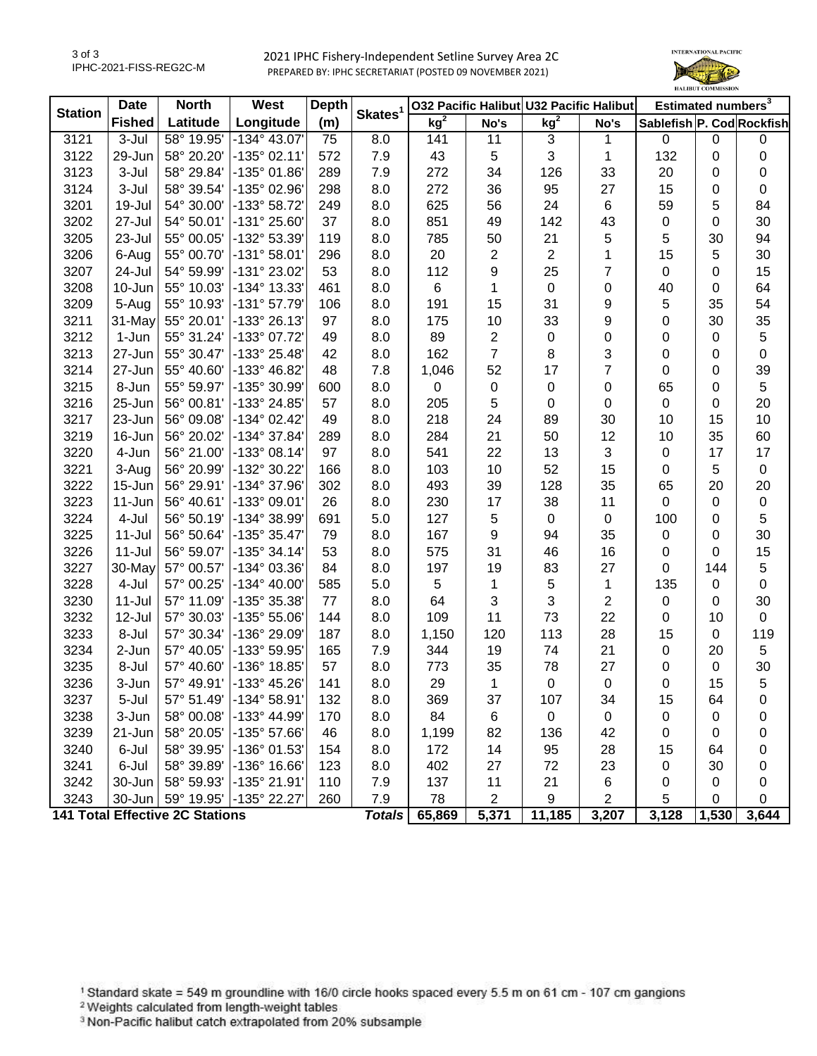2021 IPHC Fishery-Independent Setline Survey Area 2C

PREPARED BY: IPHC SECRETARIAT (POSTED 09 NOVEMBER 2021)

| Station | Date | North | West | Depth | Skates[1] | O32 Pacific Halibut | | U32 Pacific Halibut | | Estimated numbers[3] | | |
|---|---|---|---|---|---|---|---|---|---|---|---|---|
| | Fished | Latitude | Longitude | (m) | | kg[2] | No's | kg[2] | No's | Sablefish | P. Cod | Rockfish |
| 3121 | 3-Jul | 58° 19.95' | -134° 43.07' | 75 | 8.0 | 141 | 11 | 3 | 1 | 0 | 0 | 0 |
| 3122 | 29-Jun | 58° 20.20' | -135° 02.11' | 572 | 7.9 | 43 | 5 | 3 | 1 | 132 | 0 | 0 |
| 3123 | 3-Jul | 58° 29.84' | -135° 01.86' | 289 | 7.9 | 272 | 34 | 126 | 33 | 20 | 0 | 0 |
| 3124 | 3-Jul | 58° 39.54' | -135° 02.96' | 298 | 8.0 | 272 | 36 | 95 | 27 | 15 | 0 | 0 |
| 3201 | 19-Jul | 54° 30.00' | -133° 58.72' | 249 | 8.0 | 625 | 56 | 24 | 6 | 59 | 5 | 84 |
| 3202 | 27-Jul | 54° 50.01' | -131° 25.60' | 37 | 8.0 | 851 | 49 | 142 | 43 | 0 | 0 | 30 |
| 3205 | 23-Jul | 55° 00.05' | -132° 53.39' | 119 | 8.0 | 785 | 50 | 21 | 5 | 5 | 30 | 94 |
| 3206 | 6-Aug | 55° 00.70' | -131° 58.01' | 296 | 8.0 | 20 | 2 | 2 | 1 | 15 | 5 | 30 |
| 3207 | 24-Jul | 54° 59.99' | -131° 23.02' | 53 | 8.0 | 112 | 9 | 25 | 7 | 0 | 0 | 15 |
| 3208 | 10-Jun | 55° 10.03' | -134° 13.33' | 461 | 8.0 | 6 | 1 | 0 | 0 | 40 | 0 | 64 |
| 3209 | 5-Aug | 55° 10.93' | -131° 57.79' | 106 | 8.0 | 191 | 15 | 31 | 9 | 5 | 35 | 54 |
| 3211 | 31-May | 55° 20.01' | -133° 26.13' | 97 | 8.0 | 175 | 10 | 33 | 9 | 0 | 30 | 35 |
| 3212 | 1-Jun | 55° 31.24' | -133° 07.72' | 49 | 8.0 | 89 | 2 | 0 | 0 | 0 | 0 | 5 |
| 3213 | 27-Jun | 55° 30.47' | -133° 25.48' | 42 | 8.0 | 162 | 7 | 8 | 3 | 0 | 0 | 0 |
| 3214 | 27-Jun | 55° 40.60' | -133° 46.82' | 48 | 7.8 | 1,046 | 52 | 17 | 7 | 0 | 0 | 39 |
| 3215 | 8-Jun | 55° 59.97' | -135° 30.99' | 600 | 8.0 | 0 | 0 | 0 | 0 | 65 | 0 | 5 |
| 3216 | 25-Jun | 56° 00.81' | -133° 24.85' | 57 | 8.0 | 205 | 5 | 0 | 0 | 0 | 0 | 20 |
| 3217 | 23-Jun | 56° 09.08' | -134° 02.42' | 49 | 8.0 | 218 | 24 | 89 | 30 | 10 | 15 | 10 |
| 3219 | 16-Jun | 56° 20.02' | -134° 37.84' | 289 | 8.0 | 284 | 21 | 50 | 12 | 10 | 35 | 60 |
| 3220 | 4-Jun | 56° 21.00' | -133° 08.14' | 97 | 8.0 | 541 | 22 | 13 | 3 | 0 | 17 | 17 |
| 3221 | 3-Aug | 56° 20.99' | -132° 30.22' | 166 | 8.0 | 103 | 10 | 52 | 15 | 0 | 5 | 0 |
| 3222 | 15-Jun | 56° 29.91' | -134° 37.96' | 302 | 8.0 | 493 | 39 | 128 | 35 | 65 | 20 | 20 |
| 3223 | 11-Jun | 56° 40.61' | -133° 09.01' | 26 | 8.0 | 230 | 17 | 38 | 11 | 0 | 0 | 0 |
| 3224 | 4-Jul | 56° 50.19' | -134° 38.99' | 691 | 5.0 | 127 | 5 | 0 | 0 | 100 | 0 | 5 |
| 3225 | 11-Jul | 56° 50.64' | -135° 35.47' | 79 | 8.0 | 167 | 9 | 94 | 35 | 0 | 0 | 30 |
| 3226 | 11-Jul | 56° 59.07' | -135° 34.14' | 53 | 8.0 | 575 | 31 | 46 | 16 | 0 | 0 | 15 |
| 3227 | 30-May | 57° 00.57' | -134° 03.36' | 84 | 8.0 | 197 | 19 | 83 | 27 | 0 | 144 | 5 |
| 3228 | 4-Jul | 57° 00.25' | -134° 40.00' | 585 | 5.0 | 5 | 1 | 5 | 1 | 135 | 0 | 0 |
| 3230 | 11-Jul | 57° 11.09' | -135° 35.38' | 77 | 8.0 | 64 | 3 | 3 | 2 | 0 | 0 | 30 |
| 3232 | 12-Jul | 57° 30.03' | -135° 55.06' | 144 | 8.0 | 109 | 11 | 73 | 22 | 0 | 10 | 0 |
| 3233 | 8-Jul | 57° 30.34' | -136° 29.09' | 187 | 8.0 | 1,150 | 120 | 113 | 28 | 15 | 0 | 119 |
| 3234 | 2-Jun | 57° 40.05' | -133° 59.95' | 165 | 7.9 | 344 | 19 | 74 | 21 | 0 | 20 | 5 |
| 3235 | 8-Jul | 57° 40.60' | -136° 18.85' | 57 | 8.0 | 773 | 35 | 78 | 27 | 0 | 0 | 30 |
| 3236 | 3-Jun | 57° 49.91' | -133° 45.26' | 141 | 8.0 | 29 | 1 | 0 | 0 | 0 | 15 | 5 |
| 3237 | 5-Jul | 57° 51.49' | -134° 58.91' | 132 | 8.0 | 369 | 37 | 107 | 34 | 15 | 64 | 0 |
| 3238 | 3-Jun | 58° 00.08' | -133° 44.99' | 170 | 8.0 | 84 | 6 | 0 | 0 | 0 | 0 | 0 |
| 3239 | 21-Jun | 58° 20.05' | -135° 57.66' | 46 | 8.0 | 1,199 | 82 | 136 | 42 | 0 | 0 | 0 |
| 3240 | 6-Jul | 58° 39.95' | -136° 01.53' | 154 | 8.0 | 172 | 14 | 95 | 28 | 15 | 64 | 0 |
| 3241 | 6-Jul | 58° 39.89' | -136° 16.66' | 123 | 8.0 | 402 | 27 | 72 | 23 | 0 | 30 | 0 |
| 3242 | 30-Jun | 58° 59.93' | -135° 21.91' | 110 | 7.9 | 137 | 11 | 21 | 6 | 0 | 0 | 0 |
| 3243 | 30-Jun | 59° 19.95' | -135° 22.27' | 260 | 7.9 | 78 | 2 | 9 | 2 | 5 | 0 | 0 |
| **141 Total Effective 2C Stations** | | | | | ***Totals*** | **65,869** | **5,371** | **11,185** | **3,207** | **3,128** | **1,530** | **3,644** |

[1] Standard skate = 549 m groundline with 16/0 circle hooks spaced every 5.5 m on 61 cm - 107 cm gangions

[2] Weights calculated from length-weight tables

[3] Non-Pacific halibut catch extrapolated from 20% subsample